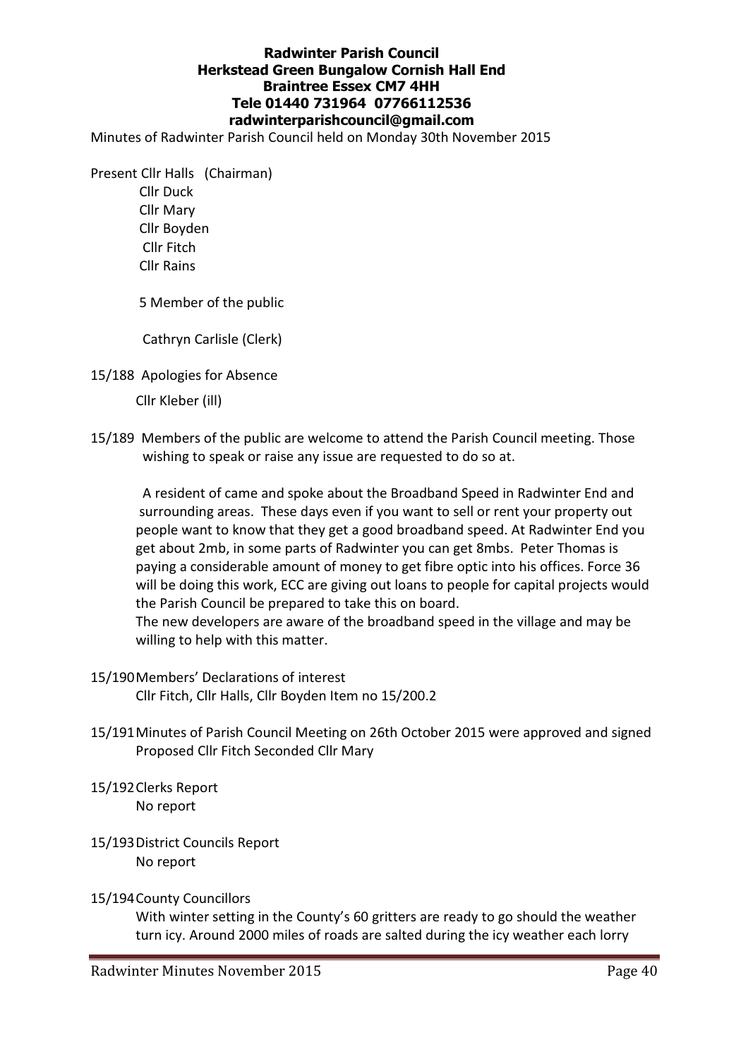**Radwinter Parish Council**
**Herkstead Green Bungalow Cornish Hall End**
**Braintree Essex CM7 4HH**
**Tele 01440 731964 07766112536**
**radwinterparishcouncil@gmail.com**

Minutes of Radwinter Parish Council held on Monday 30th November 2015

Present Cllr Halls (Chairman)
Cllr Duck
Cllr Mary
Cllr Boyden
Cllr Fitch
Cllr Rains

5 Member of the public

Cathryn Carlisle (Clerk)

15/188 Apologies for Absence

Cllr Kleber (ill)

15/189 Members of the public are welcome to attend the Parish Council meeting. Those wishing to speak or raise any issue are requested to do so at.

A resident of came and spoke about the Broadband Speed in Radwinter End and surrounding areas. These days even if you want to sell or rent your property out people want to know that they get a good broadband speed. At Radwinter End you get about 2mb, in some parts of Radwinter you can get 8mbs. Peter Thomas is paying a considerable amount of money to get fibre optic into his offices. Force 36 will be doing this work, ECC are giving out loans to people for capital projects would the Parish Council be prepared to take this on board.
The new developers are aware of the broadband speed in the village and may be willing to help with this matter.

15/190 Members' Declarations of interest
Cllr Fitch, Cllr Halls, Cllr Boyden Item no 15/200.2

15/191 Minutes of Parish Council Meeting on 26th October 2015 were approved and signed
Proposed Cllr Fitch Seconded Cllr Mary

15/192 Clerks Report
No report

15/193 District Councils Report
No report

15/194 County Councillors
With winter setting in the County's 60 gritters are ready to go should the weather turn icy. Around 2000 miles of roads are salted during the icy weather each lorry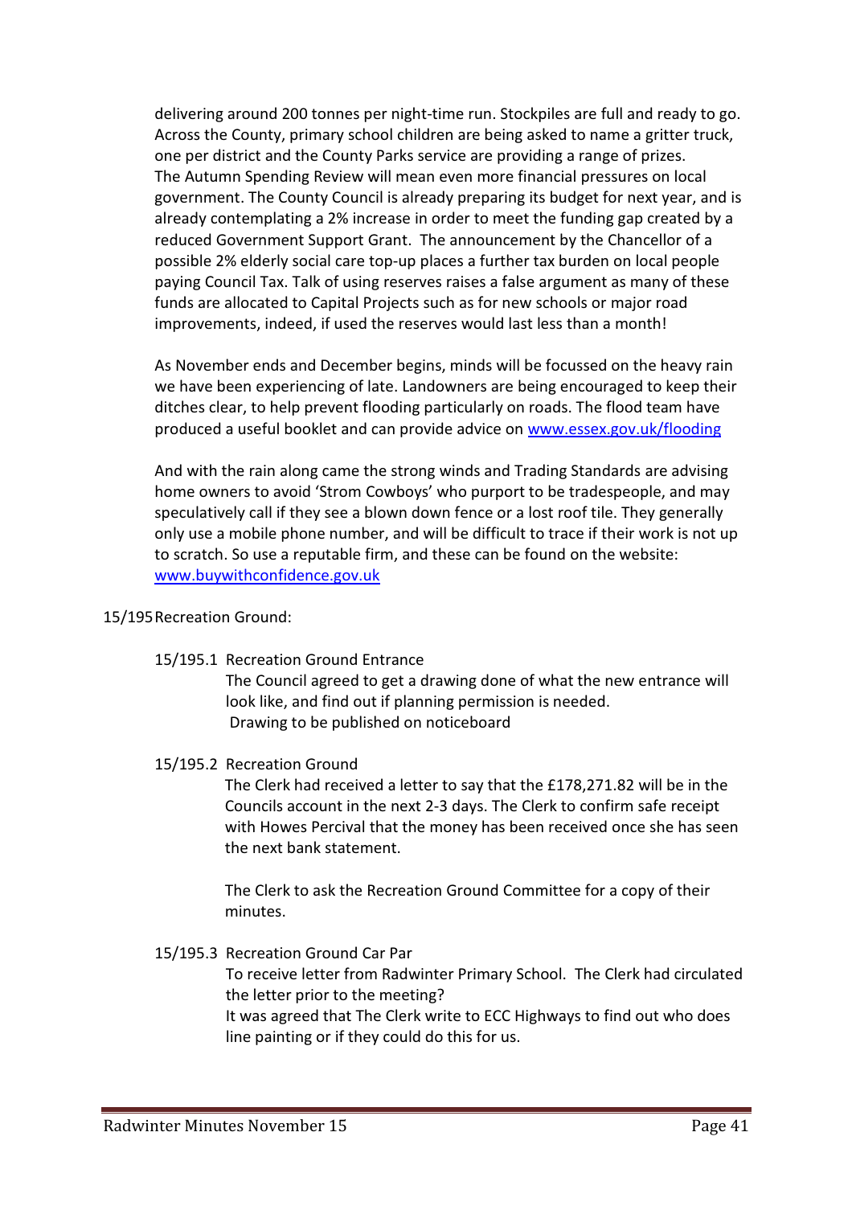delivering around 200 tonnes per night-time run. Stockpiles are full and ready to go. Across the County, primary school children are being asked to name a gritter truck, one per district and the County Parks service are providing a range of prizes. The Autumn Spending Review will mean even more financial pressures on local government. The County Council is already preparing its budget for next year, and is already contemplating a 2% increase in order to meet the funding gap created by a reduced Government Support Grant. The announcement by the Chancellor of a possible 2% elderly social care top-up places a further tax burden on local people paying Council Tax. Talk of using reserves raises a false argument as many of these funds are allocated to Capital Projects such as for new schools or major road improvements, indeed, if used the reserves would last less than a month!

As November ends and December begins, minds will be focussed on the heavy rain we have been experiencing of late. Landowners are being encouraged to keep their ditches clear, to help prevent flooding particularly on roads. The flood team have produced a useful booklet and can provide advice on www.essex.gov.uk/flooding

And with the rain along came the strong winds and Trading Standards are advising home owners to avoid 'Strom Cowboys' who purport to be tradespeople, and may speculatively call if they see a blown down fence or a lost roof tile. They generally only use a mobile phone number, and will be difficult to trace if their work is not up to scratch. So use a reputable firm, and these can be found on the website: www.buywithconfidence.gov.uk

15/195 Recreation Ground:

15/195.1 Recreation Ground Entrance

The Council agreed to get a drawing done of what the new entrance will look like, and find out if planning permission is needed.
Drawing to be published on noticeboard

15/195.2 Recreation Ground

The Clerk had received a letter to say that the £178,271.82 will be in the Councils account in the next 2-3 days. The Clerk to confirm safe receipt with Howes Percival that the money has been received once she has seen the next bank statement.

The Clerk to ask the Recreation Ground Committee for a copy of their minutes.

15/195.3 Recreation Ground Car Par

To receive letter from Radwinter Primary School. The Clerk had circulated the letter prior to the meeting?
It was agreed that The Clerk write to ECC Highways to find out who does line painting or if they could do this for us.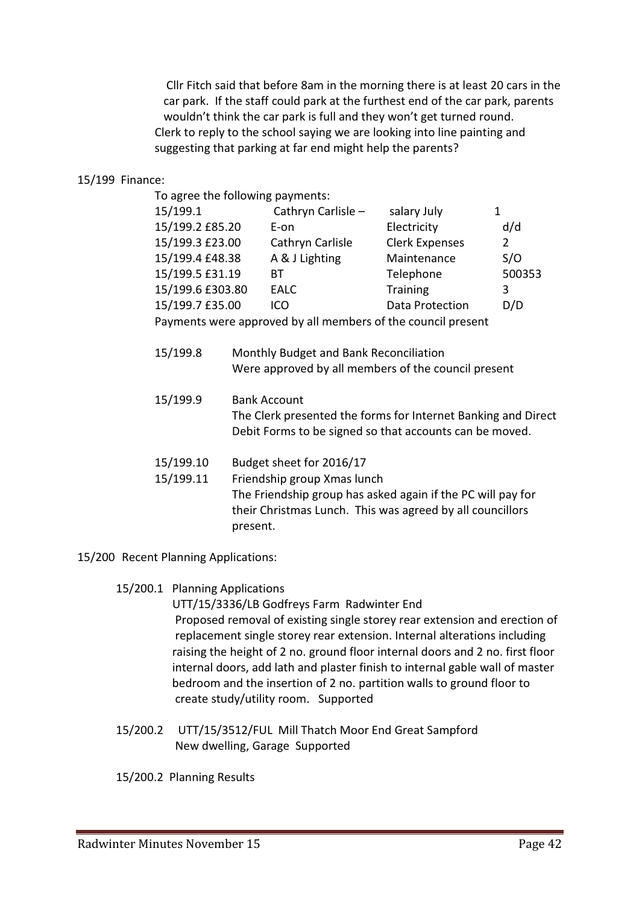Cllr Fitch said that before 8am in the morning there is at least 20 cars in the car park. If the staff could park at the furthest end of the car park, parents wouldn't think the car park is full and they won't get turned round. Clerk to reply to the school saying we are looking into line painting and suggesting that parking at far end might help the parents?

15/199 Finance:

To agree the following payments:

| | | | |
|---|---|---|---|
| 15/199.1 | Cathryn Carlisle – | salary July | 1 |
| 15/199.2 £85.20 | E-on | Electricity | d/d |
| 15/199.3 £23.00 | Cathryn Carlisle | Clerk Expenses | 2 |
| 15/199.4 £48.38 | A & J Lighting | Maintenance | S/O |
| 15/199.5 £31.19 | BT | Telephone | 500353 |
| 15/199.6 £303.80 | EALC | Training | 3 |
| 15/199.7 £35.00 | ICO | Data Protection | D/D |

Payments were approved by all members of the council present

15/199.8 Monthly Budget and Bank Reconciliation
Were approved by all members of the council present

15/199.9 Bank Account
The Clerk presented the forms for Internet Banking and Direct Debit Forms to be signed so that accounts can be moved.

15/199.10 Budget sheet for 2016/17

15/199.11 Friendship group Xmas lunch
The Friendship group has asked again if the PC will pay for their Christmas Lunch. This was agreed by all councillors present.

15/200 Recent Planning Applications:

15/200.1 Planning Applications
UTT/15/3336/LB Godfreys Farm Radwinter End
Proposed removal of existing single storey rear extension and erection of replacement single storey rear extension. Internal alterations including raising the height of 2 no. ground floor internal doors and 2 no. first floor internal doors, add lath and plaster finish to internal gable wall of master bedroom and the insertion of 2 no. partition walls to ground floor to create study/utility room. Supported

15/200.2 UTT/15/3512/FUL Mill Thatch Moor End Great Sampford
New dwelling, Garage Supported

15/200.2 Planning Results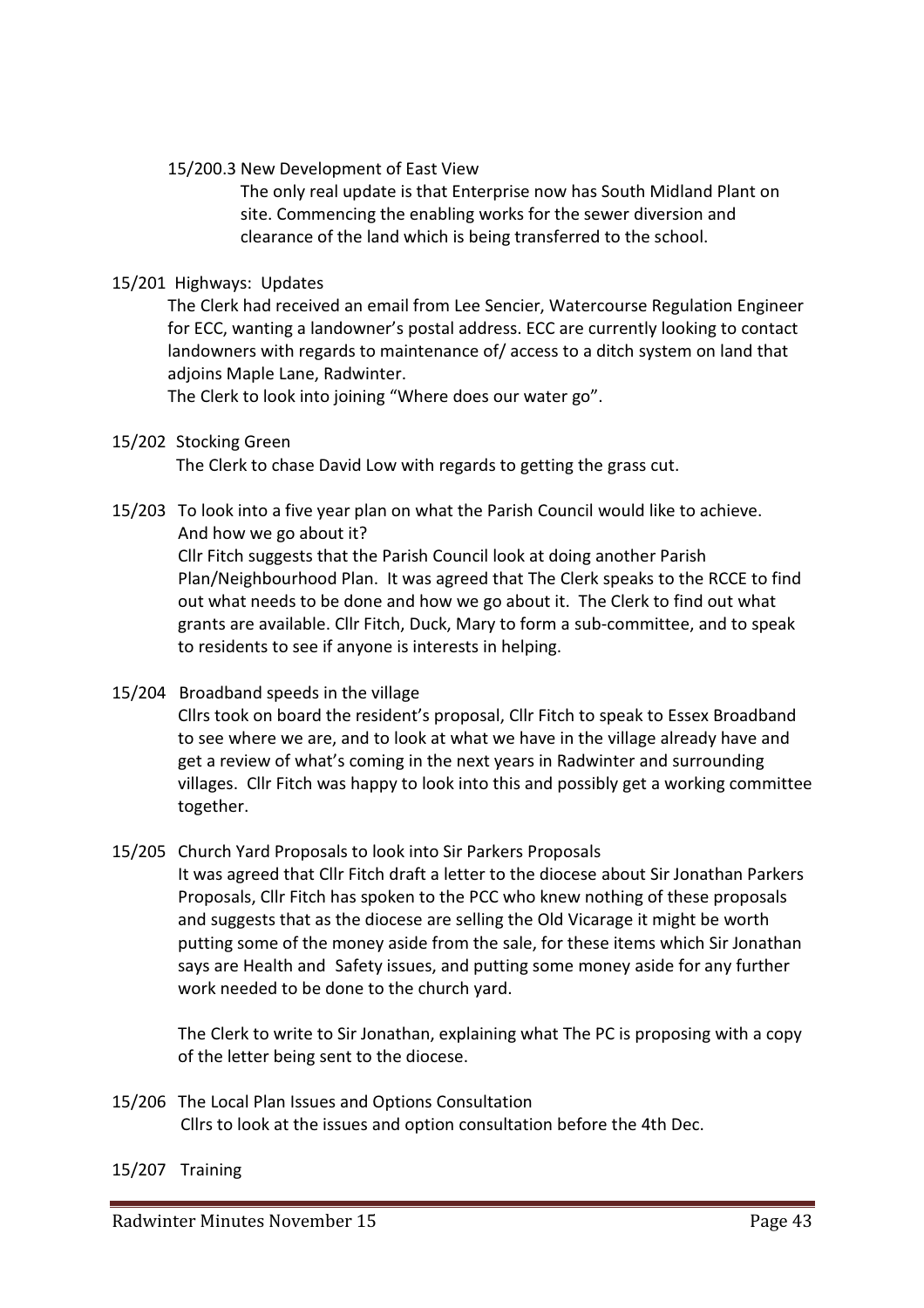15/200.3 New Development of East View

The only real update is that Enterprise now has South Midland Plant on site. Commencing the enabling works for the sewer diversion and clearance of the land which is being transferred to the school.

15/201 Highways: Updates

The Clerk had received an email from Lee Sencier, Watercourse Regulation Engineer for ECC, wanting a landowner's postal address. ECC are currently looking to contact landowners with regards to maintenance of/ access to a ditch system on land that adjoins Maple Lane, Radwinter.

The Clerk to look into joining "Where does our water go".

15/202 Stocking Green

The Clerk to chase David Low with regards to getting the grass cut.

15/203 To look into a five year plan on what the Parish Council would like to achieve. And how we go about it?

Cllr Fitch suggests that the Parish Council look at doing another Parish Plan/Neighbourhood Plan. It was agreed that The Clerk speaks to the RCCE to find out what needs to be done and how we go about it. The Clerk to find out what grants are available. Cllr Fitch, Duck, Mary to form a sub-committee, and to speak to residents to see if anyone is interests in helping.

15/204 Broadband speeds in the village

Cllrs took on board the resident's proposal, Cllr Fitch to speak to Essex Broadband to see where we are, and to look at what we have in the village already have and get a review of what's coming in the next years in Radwinter and surrounding villages. Cllr Fitch was happy to look into this and possibly get a working committee together.

15/205 Church Yard Proposals to look into Sir Parkers Proposals

It was agreed that Cllr Fitch draft a letter to the diocese about Sir Jonathan Parkers Proposals, Cllr Fitch has spoken to the PCC who knew nothing of these proposals and suggests that as the diocese are selling the Old Vicarage it might be worth putting some of the money aside from the sale, for these items which Sir Jonathan says are Health and Safety issues, and putting some money aside for any further work needed to be done to the church yard.

The Clerk to write to Sir Jonathan, explaining what The PC is proposing with a copy of the letter being sent to the diocese.

15/206 The Local Plan Issues and Options Consultation

Cllrs to look at the issues and option consultation before the 4th Dec.

15/207 Training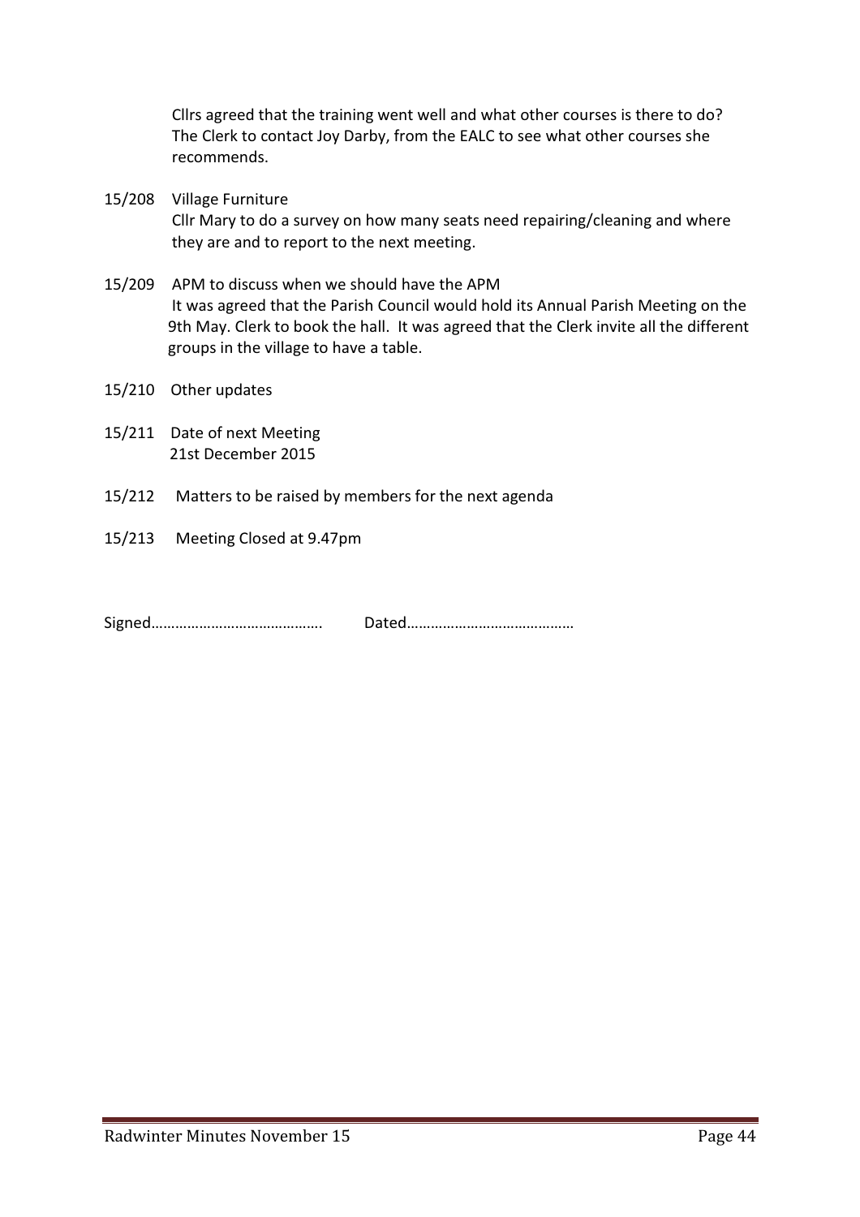Cllrs agreed that the training went well and what other courses is there to do? The Clerk to contact Joy Darby, from the EALC to see what other courses she recommends.

15/208 Village Furniture
Cllr Mary to do a survey on how many seats need repairing/cleaning and where they are and to report to the next meeting.

15/209 APM to discuss when we should have the APM
It was agreed that the Parish Council would hold its Annual Parish Meeting on the 9th May. Clerk to book the hall. It was agreed that the Clerk invite all the different groups in the village to have a table.

15/210 Other updates

15/211 Date of next Meeting
21st December 2015

15/212 Matters to be raised by members for the next agenda

15/213 Meeting Closed at 9.47pm

Signed……………………………………. Dated……………………………………